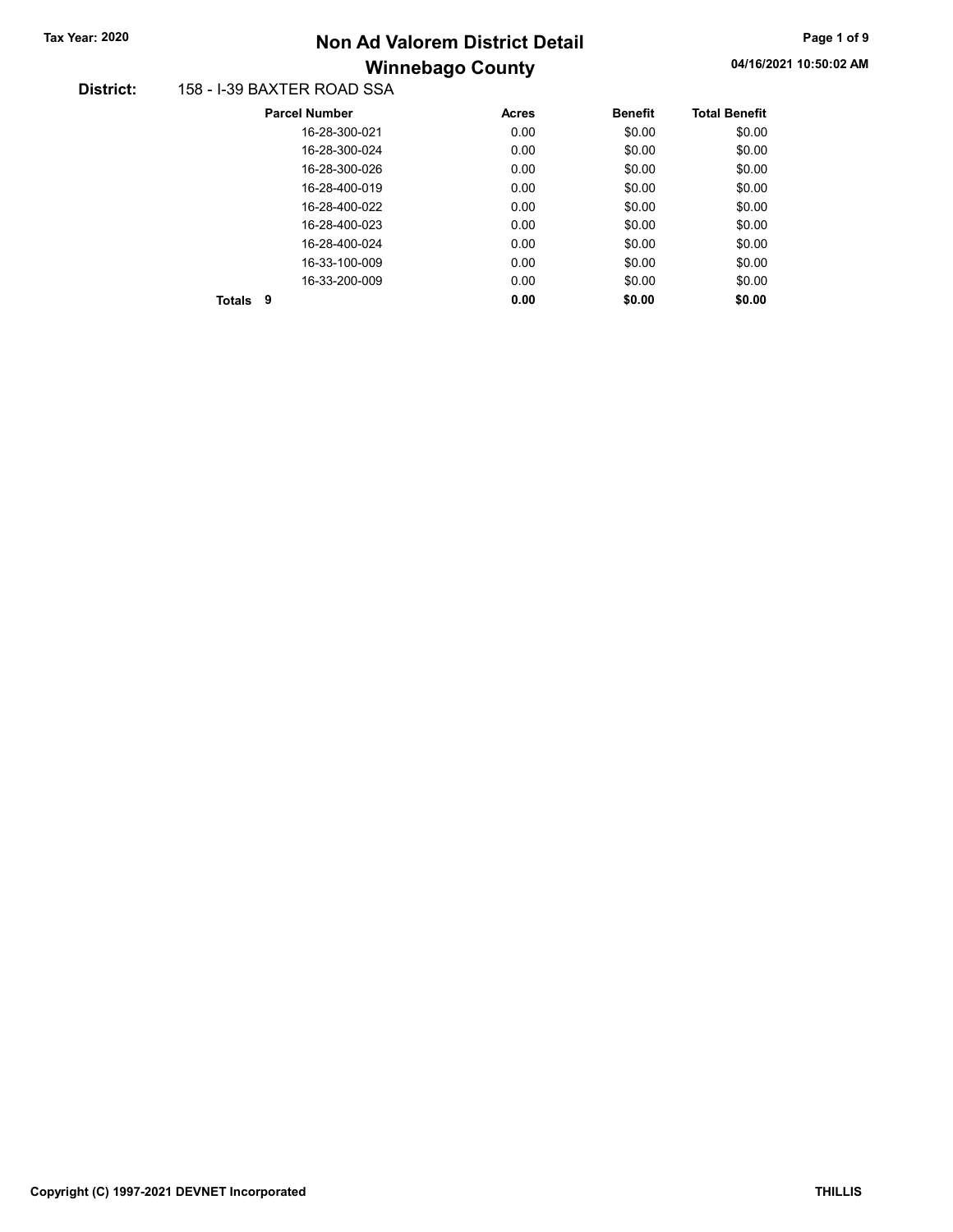**Tax Year: 2020**

# Non Ad Valorem District Detail
## Winnebago County

04/16/2021 10:50:02 AM

**District:** 158 - I-39 BAXTER ROAD SSA

| | Parcel Number | Acres | Benefit | Total Benefit |
|---|---|---|---|---|
| | 16-28-300-021 | 0.00 | $0.00 | $0.00 |
| | 16-28-300-024 | 0.00 | $0.00 | $0.00 |
| | 16-28-300-026 | 0.00 | $0.00 | $0.00 |
| | 16-28-400-019 | 0.00 | $0.00 | $0.00 |
| | 16-28-400-022 | 0.00 | $0.00 | $0.00 |
| | 16-28-400-023 | 0.00 | $0.00 | $0.00 |
| | 16-28-400-024 | 0.00 | $0.00 | $0.00 |
| | 16-33-100-009 | 0.00 | $0.00 | $0.00 |
| | 16-33-200-009 | 0.00 | $0.00 | $0.00 |
| **Totals** | **9** | **0.00** | **$0.00** | **$0.00** |

Copyright (C) 1997-2021 DEVNET Incorporated

THILLIS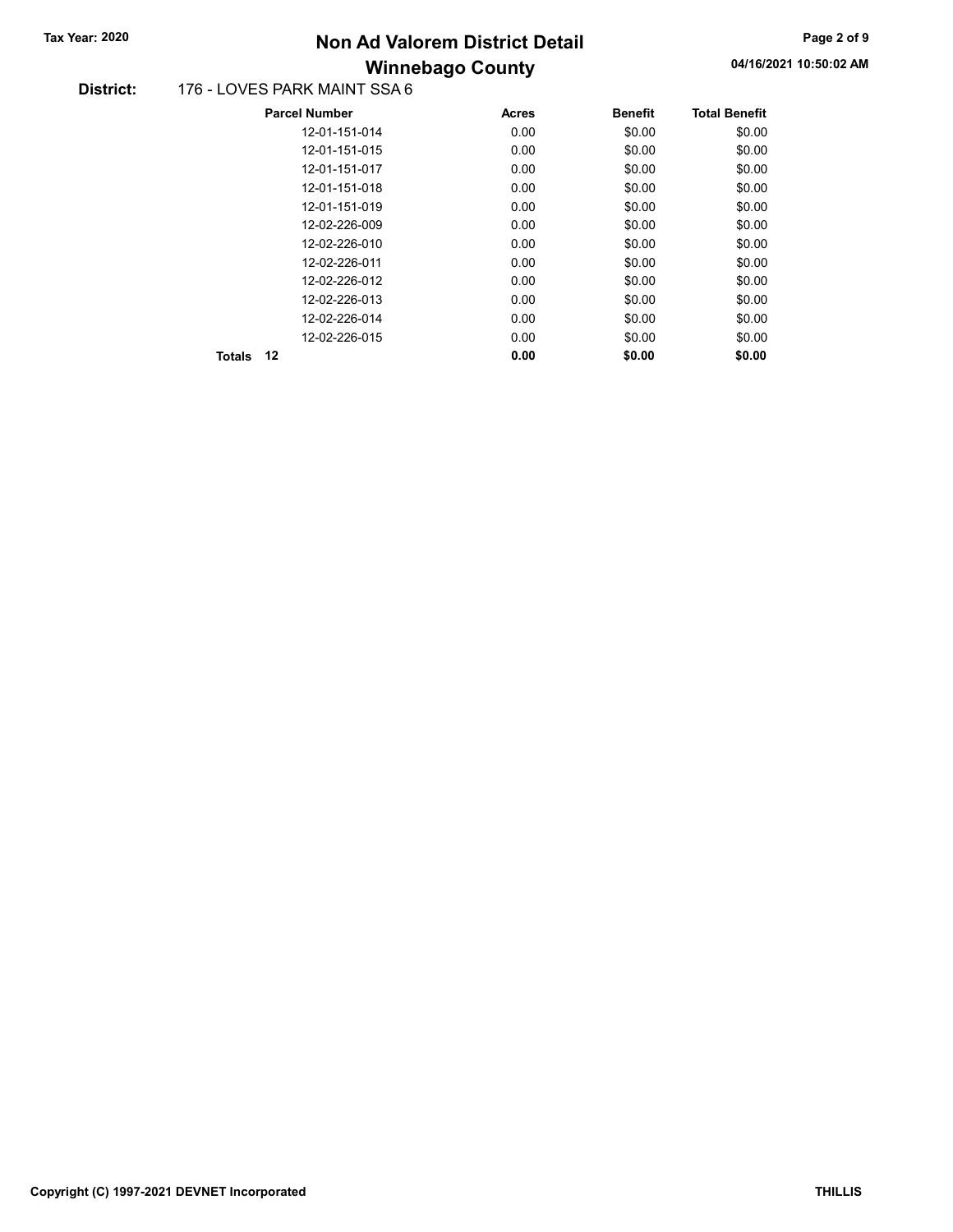# Non Ad Valorem District Detail

## Winnebago County

Tax Year: 2020

04/16/2021 10:50:02 AM

**District:** 176 - LOVES PARK MAINT SSA 6

| Parcel Number | Acres | Benefit | Total Benefit |
|---|---|---|---|
| 12-01-151-014 | 0.00 | $0.00 | $0.00 |
| 12-01-151-015 | 0.00 | $0.00 | $0.00 |
| 12-01-151-017 | 0.00 | $0.00 | $0.00 |
| 12-01-151-018 | 0.00 | $0.00 | $0.00 |
| 12-01-151-019 | 0.00 | $0.00 | $0.00 |
| 12-02-226-009 | 0.00 | $0.00 | $0.00 |
| 12-02-226-010 | 0.00 | $0.00 | $0.00 |
| 12-02-226-011 | 0.00 | $0.00 | $0.00 |
| 12-02-226-012 | 0.00 | $0.00 | $0.00 |
| 12-02-226-013 | 0.00 | $0.00 | $0.00 |
| 12-02-226-014 | 0.00 | $0.00 | $0.00 |
| 12-02-226-015 | 0.00 | $0.00 | $0.00 |
| **Totals 12** | **0.00** | **$0.00** | **$0.00** |

Copyright (C) 1997-2021 DEVNET Incorporated

THILLIS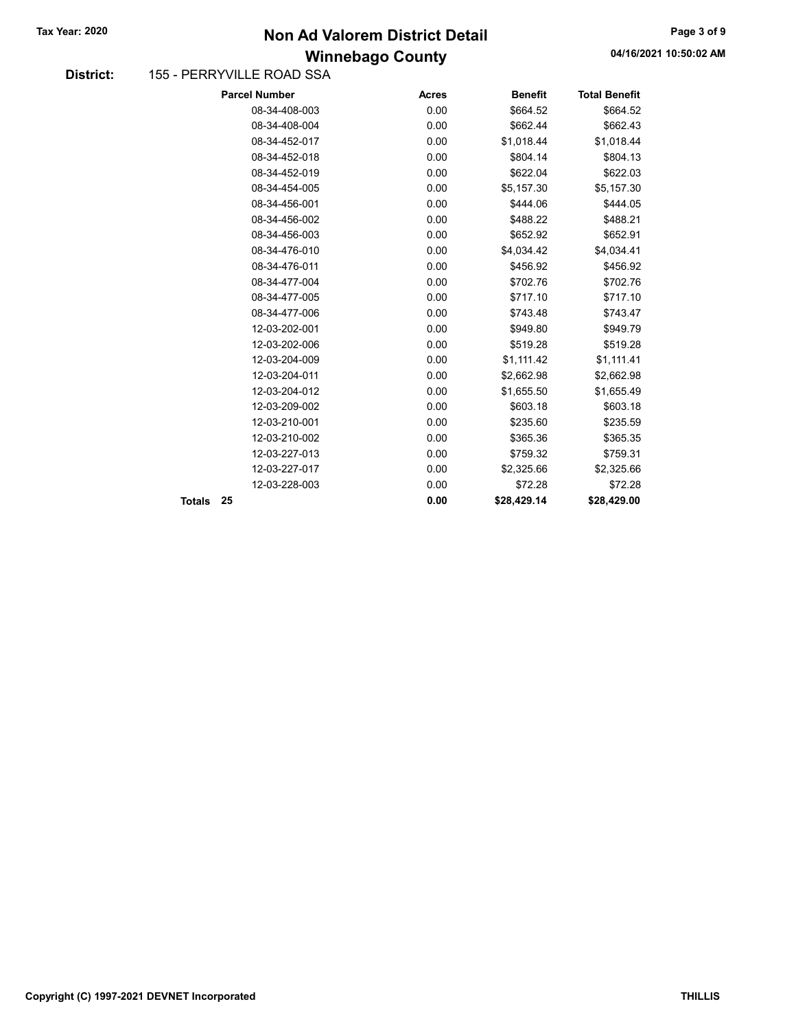# Non Ad Valorem District Detail

## Winnebago County

Tax Year: 2020

04/16/2021 10:50:02 AM

**District:** 155 - PERRYVILLE ROAD SSA

| Parcel Number | Acres | Benefit | Total Benefit |
|---|---|---|---|
| 08-34-408-003 | 0.00 | $664.52 | $664.52 |
| 08-34-408-004 | 0.00 | $662.44 | $662.43 |
| 08-34-452-017 | 0.00 | $1,018.44 | $1,018.44 |
| 08-34-452-018 | 0.00 | $804.14 | $804.13 |
| 08-34-452-019 | 0.00 | $622.04 | $622.03 |
| 08-34-454-005 | 0.00 | $5,157.30 | $5,157.30 |
| 08-34-456-001 | 0.00 | $444.06 | $444.05 |
| 08-34-456-002 | 0.00 | $488.22 | $488.21 |
| 08-34-456-003 | 0.00 | $652.92 | $652.91 |
| 08-34-476-010 | 0.00 | $4,034.42 | $4,034.41 |
| 08-34-476-011 | 0.00 | $456.92 | $456.92 |
| 08-34-477-004 | 0.00 | $702.76 | $702.76 |
| 08-34-477-005 | 0.00 | $717.10 | $717.10 |
| 08-34-477-006 | 0.00 | $743.48 | $743.47 |
| 12-03-202-001 | 0.00 | $949.80 | $949.79 |
| 12-03-202-006 | 0.00 | $519.28 | $519.28 |
| 12-03-204-009 | 0.00 | $1,111.42 | $1,111.41 |
| 12-03-204-011 | 0.00 | $2,662.98 | $2,662.98 |
| 12-03-204-012 | 0.00 | $1,655.50 | $1,655.49 |
| 12-03-209-002 | 0.00 | $603.18 | $603.18 |
| 12-03-210-001 | 0.00 | $235.60 | $235.59 |
| 12-03-210-002 | 0.00 | $365.36 | $365.35 |
| 12-03-227-013 | 0.00 | $759.32 | $759.31 |
| 12-03-227-017 | 0.00 | $2,325.66 | $2,325.66 |
| 12-03-228-003 | 0.00 | $72.28 | $72.28 |
| **Totals 25** | **0.00** | **$28,429.14** | **$28,429.00** |

Copyright (C) 1997-2021 DEVNET Incorporated

THILLIS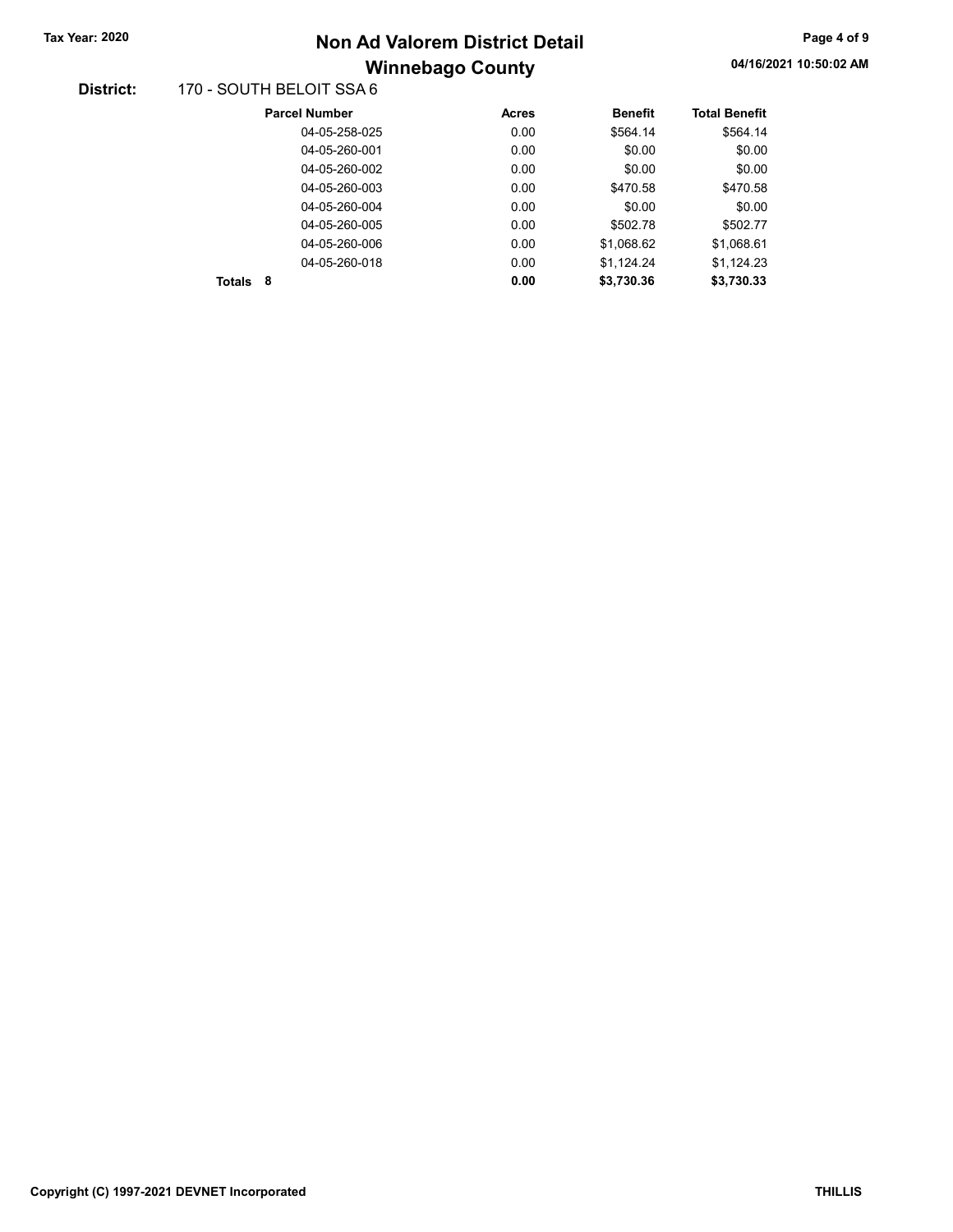# Non Ad Valorem District Detail

## Winnebago County

Tax Year: 2020

04/16/2021 10:50:02 AM

**District:** 170 - SOUTH BELOIT SSA 6

| Parcel Number | Acres | Benefit | Total Benefit |
|---|---|---|---|
| 04-05-258-025 | 0.00 | $564.14 | $564.14 |
| 04-05-260-001 | 0.00 | $0.00 | $0.00 |
| 04-05-260-002 | 0.00 | $0.00 | $0.00 |
| 04-05-260-003 | 0.00 | $470.58 | $470.58 |
| 04-05-260-004 | 0.00 | $0.00 | $0.00 |
| 04-05-260-005 | 0.00 | $502.78 | $502.77 |
| 04-05-260-006 | 0.00 | $1,068.62 | $1,068.61 |
| 04-05-260-018 | 0.00 | $1,124.24 | $1,124.23 |
| **Totals 8** | **0.00** | **$3,730.36** | **$3,730.33** |

Copyright (C) 1997-2021 DEVNET Incorporated

THILLIS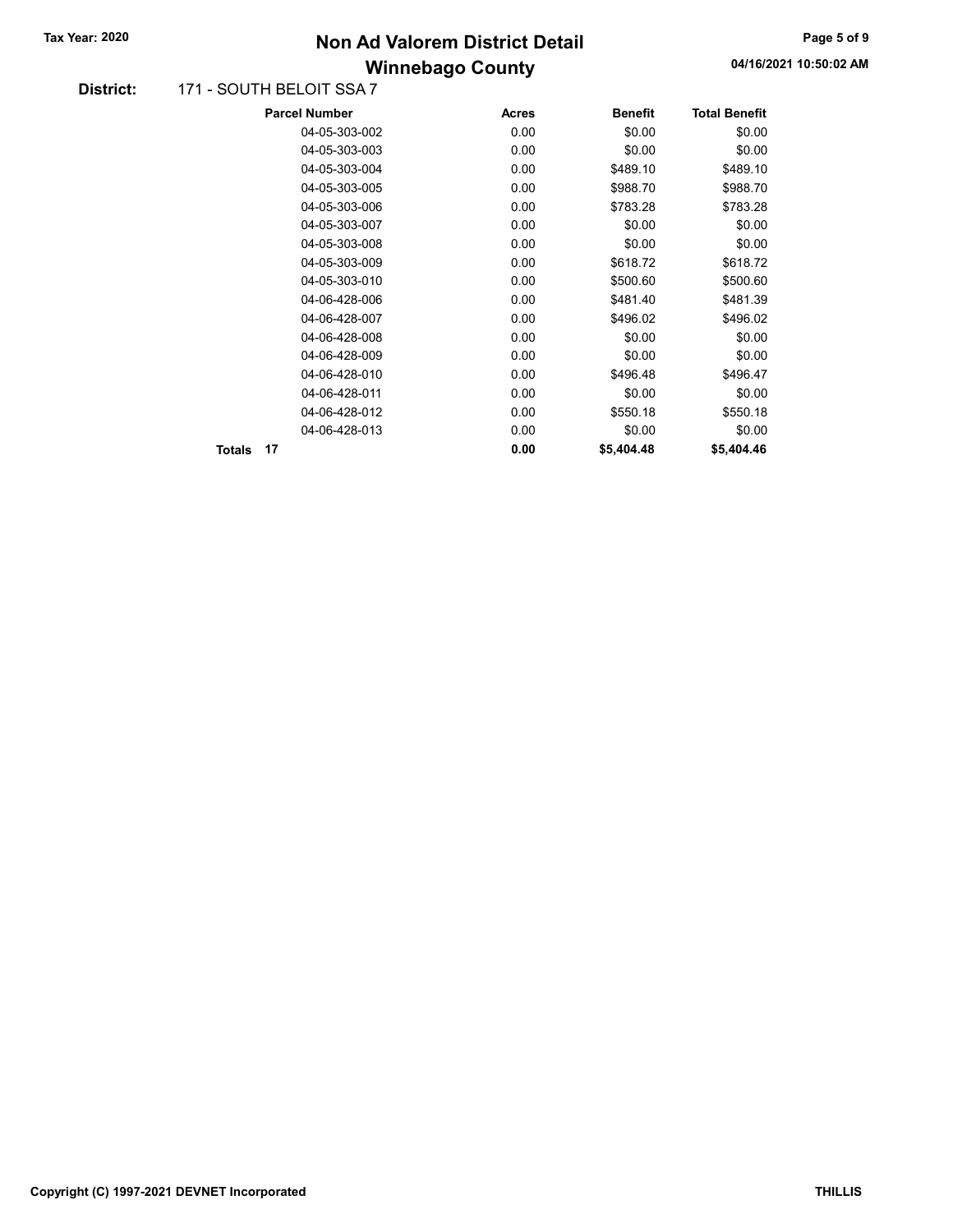**Tax Year: 2020**

# Non Ad Valorem District Detail
## Winnebago County

04/16/2021 10:50:02 AM

**District:** 171 - SOUTH BELOIT SSA 7

| Parcel Number | Acres | Benefit | Total Benefit |
|---|---|---|---|
| 04-05-303-002 | 0.00 | $0.00 | $0.00 |
| 04-05-303-003 | 0.00 | $0.00 | $0.00 |
| 04-05-303-004 | 0.00 | $489.10 | $489.10 |
| 04-05-303-005 | 0.00 | $988.70 | $988.70 |
| 04-05-303-006 | 0.00 | $783.28 | $783.28 |
| 04-05-303-007 | 0.00 | $0.00 | $0.00 |
| 04-05-303-008 | 0.00 | $0.00 | $0.00 |
| 04-05-303-009 | 0.00 | $618.72 | $618.72 |
| 04-05-303-010 | 0.00 | $500.60 | $500.60 |
| 04-06-428-006 | 0.00 | $481.40 | $481.39 |
| 04-06-428-007 | 0.00 | $496.02 | $496.02 |
| 04-06-428-008 | 0.00 | $0.00 | $0.00 |
| 04-06-428-009 | 0.00 | $0.00 | $0.00 |
| 04-06-428-010 | 0.00 | $496.48 | $496.47 |
| 04-06-428-011 | 0.00 | $0.00 | $0.00 |
| 04-06-428-012 | 0.00 | $550.18 | $550.18 |
| 04-06-428-013 | 0.00 | $0.00 | $0.00 |
| **Totals 17** | **0.00** | **$5,404.48** | **$5,404.46** |

Copyright (C) 1997-2021 DEVNET Incorporated

THILLIS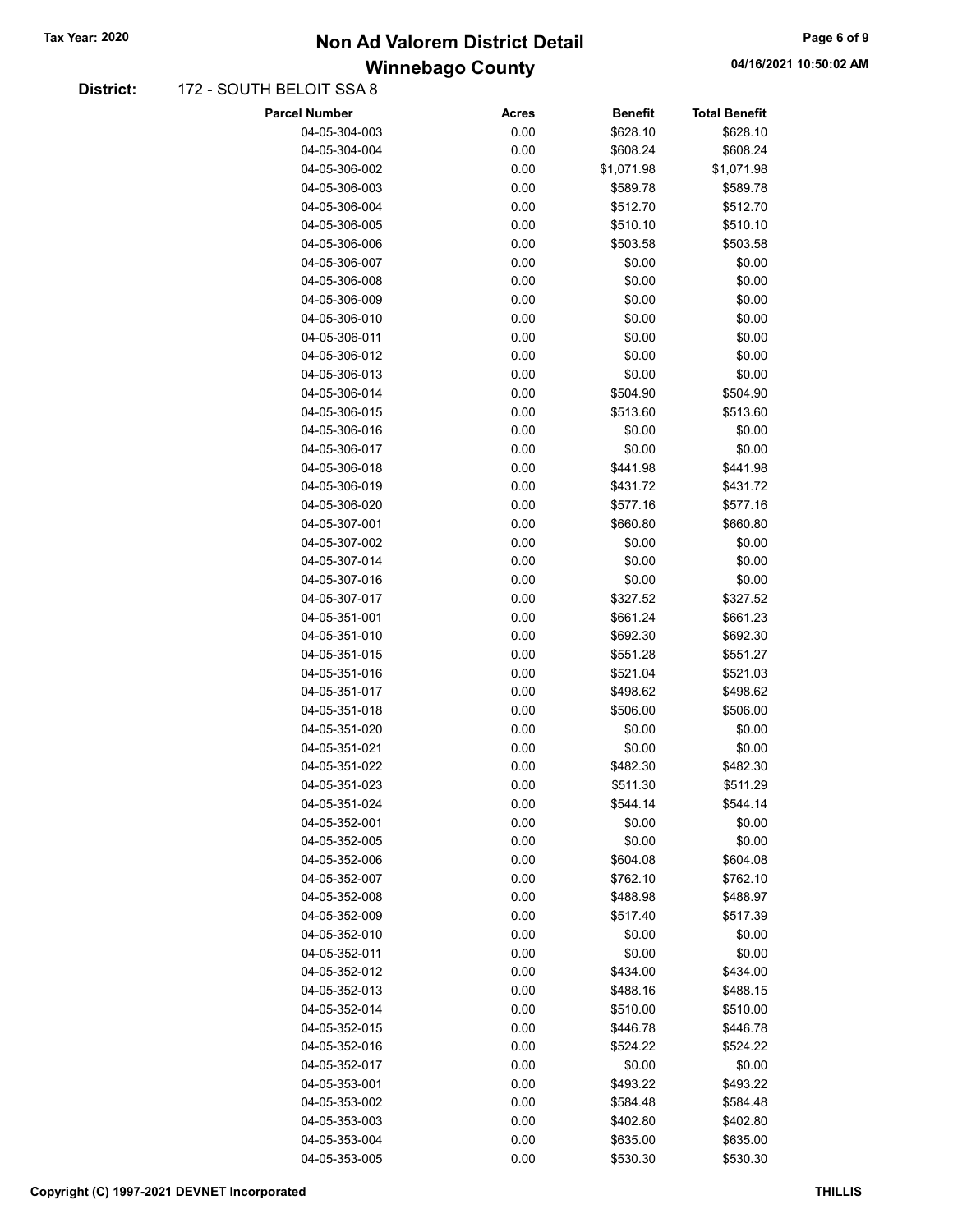# Non Ad Valorem District Detail

## Winnebago County

**Tax Year: 2020**

04/16/2021 10:50:02 AM

**District:** 172 - SOUTH BELOIT SSA 8

| Parcel Number | Acres | Benefit | Total Benefit |
|---|---|---|---|
| 04-05-304-003 | 0.00 | $628.10 | $628.10 |
| 04-05-304-004 | 0.00 | $608.24 | $608.24 |
| 04-05-306-002 | 0.00 | $1,071.98 | $1,071.98 |
| 04-05-306-003 | 0.00 | $589.78 | $589.78 |
| 04-05-306-004 | 0.00 | $512.70 | $512.70 |
| 04-05-306-005 | 0.00 | $510.10 | $510.10 |
| 04-05-306-006 | 0.00 | $503.58 | $503.58 |
| 04-05-306-007 | 0.00 | $0.00 | $0.00 |
| 04-05-306-008 | 0.00 | $0.00 | $0.00 |
| 04-05-306-009 | 0.00 | $0.00 | $0.00 |
| 04-05-306-010 | 0.00 | $0.00 | $0.00 |
| 04-05-306-011 | 0.00 | $0.00 | $0.00 |
| 04-05-306-012 | 0.00 | $0.00 | $0.00 |
| 04-05-306-013 | 0.00 | $0.00 | $0.00 |
| 04-05-306-014 | 0.00 | $504.90 | $504.90 |
| 04-05-306-015 | 0.00 | $513.60 | $513.60 |
| 04-05-306-016 | 0.00 | $0.00 | $0.00 |
| 04-05-306-017 | 0.00 | $0.00 | $0.00 |
| 04-05-306-018 | 0.00 | $441.98 | $441.98 |
| 04-05-306-019 | 0.00 | $431.72 | $431.72 |
| 04-05-306-020 | 0.00 | $577.16 | $577.16 |
| 04-05-307-001 | 0.00 | $660.80 | $660.80 |
| 04-05-307-002 | 0.00 | $0.00 | $0.00 |
| 04-05-307-014 | 0.00 | $0.00 | $0.00 |
| 04-05-307-016 | 0.00 | $0.00 | $0.00 |
| 04-05-307-017 | 0.00 | $327.52 | $327.52 |
| 04-05-351-001 | 0.00 | $661.24 | $661.23 |
| 04-05-351-010 | 0.00 | $692.30 | $692.30 |
| 04-05-351-015 | 0.00 | $551.28 | $551.27 |
| 04-05-351-016 | 0.00 | $521.04 | $521.03 |
| 04-05-351-017 | 0.00 | $498.62 | $498.62 |
| 04-05-351-018 | 0.00 | $506.00 | $506.00 |
| 04-05-351-020 | 0.00 | $0.00 | $0.00 |
| 04-05-351-021 | 0.00 | $0.00 | $0.00 |
| 04-05-351-022 | 0.00 | $482.30 | $482.30 |
| 04-05-351-023 | 0.00 | $511.30 | $511.29 |
| 04-05-351-024 | 0.00 | $544.14 | $544.14 |
| 04-05-352-001 | 0.00 | $0.00 | $0.00 |
| 04-05-352-005 | 0.00 | $0.00 | $0.00 |
| 04-05-352-006 | 0.00 | $604.08 | $604.08 |
| 04-05-352-007 | 0.00 | $762.10 | $762.10 |
| 04-05-352-008 | 0.00 | $488.98 | $488.97 |
| 04-05-352-009 | 0.00 | $517.40 | $517.39 |
| 04-05-352-010 | 0.00 | $0.00 | $0.00 |
| 04-05-352-011 | 0.00 | $0.00 | $0.00 |
| 04-05-352-012 | 0.00 | $434.00 | $434.00 |
| 04-05-352-013 | 0.00 | $488.16 | $488.15 |
| 04-05-352-014 | 0.00 | $510.00 | $510.00 |
| 04-05-352-015 | 0.00 | $446.78 | $446.78 |
| 04-05-352-016 | 0.00 | $524.22 | $524.22 |
| 04-05-352-017 | 0.00 | $0.00 | $0.00 |
| 04-05-353-001 | 0.00 | $493.22 | $493.22 |
| 04-05-353-002 | 0.00 | $584.48 | $584.48 |
| 04-05-353-003 | 0.00 | $402.80 | $402.80 |
| 04-05-353-004 | 0.00 | $635.00 | $635.00 |
| 04-05-353-005 | 0.00 | $530.30 | $530.30 |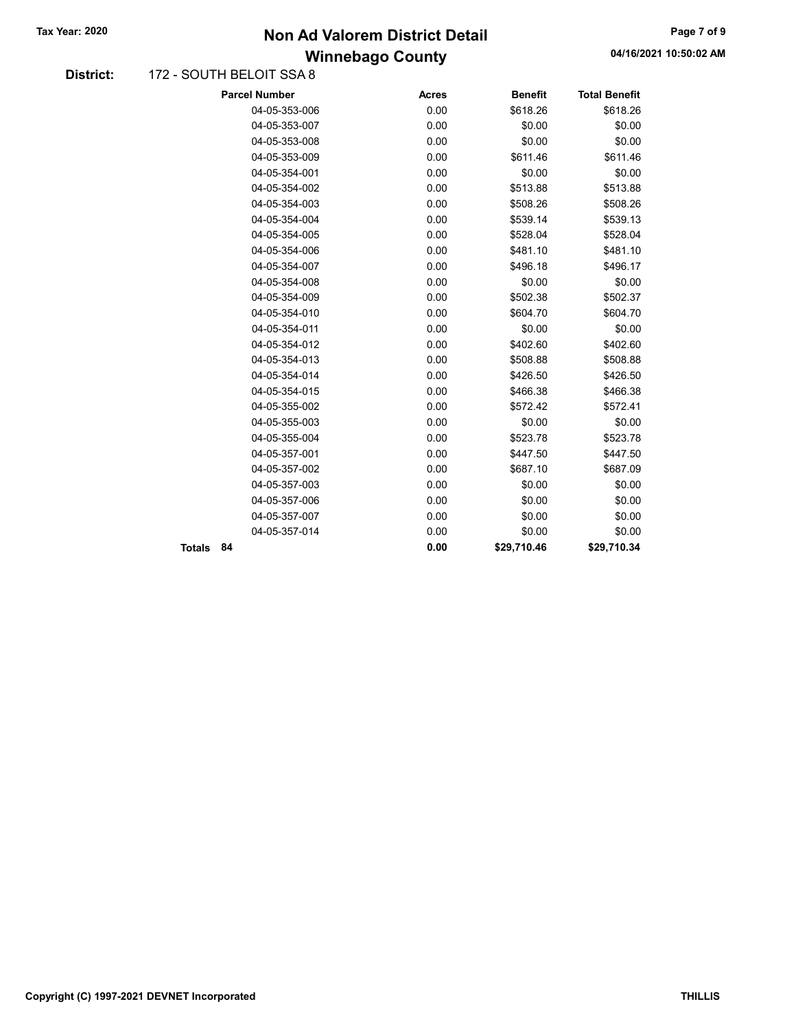# Non Ad Valorem District Detail

# Winnebago County

Tax Year: 2020

04/16/2021 10:50:02 AM

**District:** 172 - SOUTH BELOIT SSA 8

| Parcel Number | Acres | Benefit | Total Benefit |
|---|---|---|---|
| 04-05-353-006 | 0.00 | $618.26 | $618.26 |
| 04-05-353-007 | 0.00 | $0.00 | $0.00 |
| 04-05-353-008 | 0.00 | $0.00 | $0.00 |
| 04-05-353-009 | 0.00 | $611.46 | $611.46 |
| 04-05-354-001 | 0.00 | $0.00 | $0.00 |
| 04-05-354-002 | 0.00 | $513.88 | $513.88 |
| 04-05-354-003 | 0.00 | $508.26 | $508.26 |
| 04-05-354-004 | 0.00 | $539.14 | $539.13 |
| 04-05-354-005 | 0.00 | $528.04 | $528.04 |
| 04-05-354-006 | 0.00 | $481.10 | $481.10 |
| 04-05-354-007 | 0.00 | $496.18 | $496.17 |
| 04-05-354-008 | 0.00 | $0.00 | $0.00 |
| 04-05-354-009 | 0.00 | $502.38 | $502.37 |
| 04-05-354-010 | 0.00 | $604.70 | $604.70 |
| 04-05-354-011 | 0.00 | $0.00 | $0.00 |
| 04-05-354-012 | 0.00 | $402.60 | $402.60 |
| 04-05-354-013 | 0.00 | $508.88 | $508.88 |
| 04-05-354-014 | 0.00 | $426.50 | $426.50 |
| 04-05-354-015 | 0.00 | $466.38 | $466.38 |
| 04-05-355-002 | 0.00 | $572.42 | $572.41 |
| 04-05-355-003 | 0.00 | $0.00 | $0.00 |
| 04-05-355-004 | 0.00 | $523.78 | $523.78 |
| 04-05-357-001 | 0.00 | $447.50 | $447.50 |
| 04-05-357-002 | 0.00 | $687.10 | $687.09 |
| 04-05-357-003 | 0.00 | $0.00 | $0.00 |
| 04-05-357-006 | 0.00 | $0.00 | $0.00 |
| 04-05-357-007 | 0.00 | $0.00 | $0.00 |
| 04-05-357-014 | 0.00 | $0.00 | $0.00 |
| **Totals 84** | **0.00** | **$29,710.46** | **$29,710.34** |

Copyright (C) 1997-2021 DEVNET Incorporated

THILLIS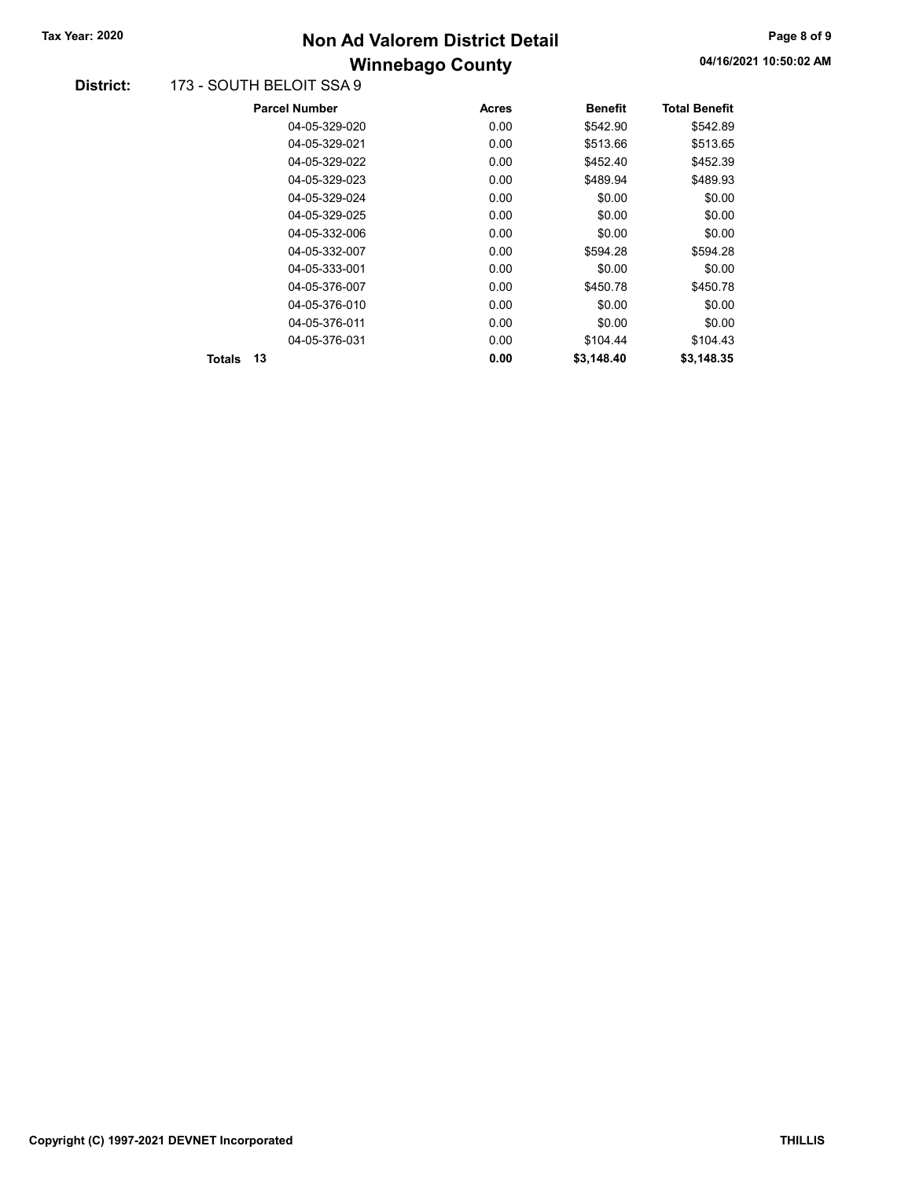# Non Ad Valorem District Detail

## Winnebago County

Tax Year: 2020

04/16/2021 10:50:02 AM

**District:** 173 - SOUTH BELOIT SSA 9

| | Parcel Number | Acres | Benefit | Total Benefit |
|---|---|---|---|---|
| | 04-05-329-020 | 0.00 | $542.90 | $542.89 |
| | 04-05-329-021 | 0.00 | $513.66 | $513.65 |
| | 04-05-329-022 | 0.00 | $452.40 | $452.39 |
| | 04-05-329-023 | 0.00 | $489.94 | $489.93 |
| | 04-05-329-024 | 0.00 | $0.00 | $0.00 |
| | 04-05-329-025 | 0.00 | $0.00 | $0.00 |
| | 04-05-332-006 | 0.00 | $0.00 | $0.00 |
| | 04-05-332-007 | 0.00 | $594.28 | $594.28 |
| | 04-05-333-001 | 0.00 | $0.00 | $0.00 |
| | 04-05-376-007 | 0.00 | $450.78 | $450.78 |
| | 04-05-376-010 | 0.00 | $0.00 | $0.00 |
| | 04-05-376-011 | 0.00 | $0.00 | $0.00 |
| | 04-05-376-031 | 0.00 | $104.44 | $104.43 |
| **Totals** | **13** | **0.00** | **$3,148.40** | **$3,148.35** |

Copyright (C) 1997-2021 DEVNET Incorporated

THILLIS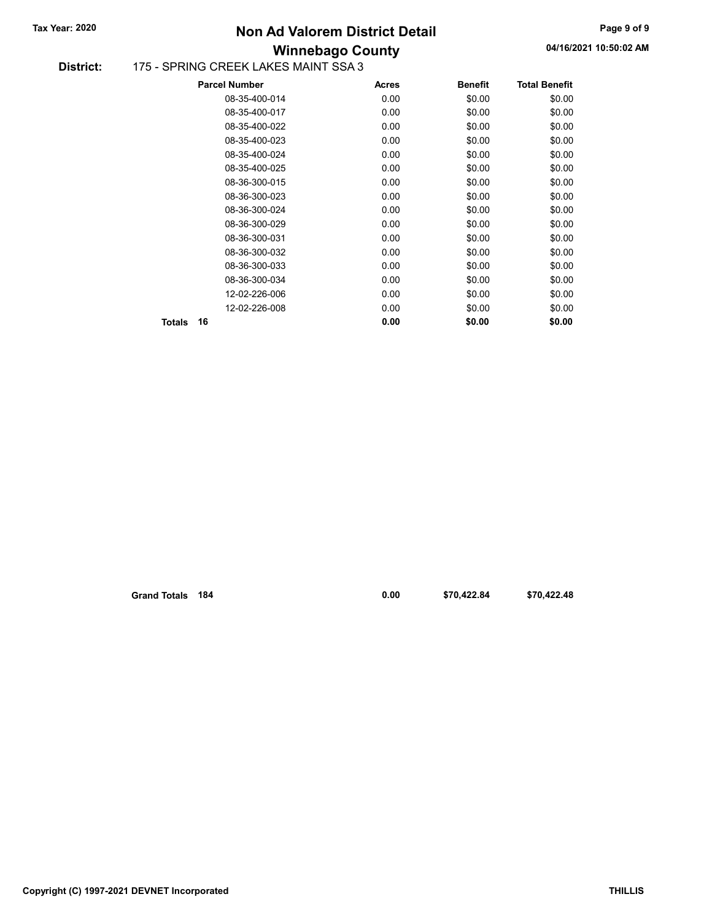**District:** 175 - SPRING CREEK LAKES MAINT SSA 3

| Parcel Number | Acres | Benefit | Total Benefit |
|---|---|---|---|
| 08-35-400-014 | 0.00 | $0.00 | $0.00 |
| 08-35-400-017 | 0.00 | $0.00 | $0.00 |
| 08-35-400-022 | 0.00 | $0.00 | $0.00 |
| 08-35-400-023 | 0.00 | $0.00 | $0.00 |
| 08-35-400-024 | 0.00 | $0.00 | $0.00 |
| 08-35-400-025 | 0.00 | $0.00 | $0.00 |
| 08-36-300-015 | 0.00 | $0.00 | $0.00 |
| 08-36-300-023 | 0.00 | $0.00 | $0.00 |
| 08-36-300-024 | 0.00 | $0.00 | $0.00 |
| 08-36-300-029 | 0.00 | $0.00 | $0.00 |
| 08-36-300-031 | 0.00 | $0.00 | $0.00 |
| 08-36-300-032 | 0.00 | $0.00 | $0.00 |
| 08-36-300-033 | 0.00 | $0.00 | $0.00 |
| 08-36-300-034 | 0.00 | $0.00 | $0.00 |
| 12-02-226-006 | 0.00 | $0.00 | $0.00 |
| 12-02-226-008 | 0.00 | $0.00 | $0.00 |
| **Totals 16** | **0.00** | **$0.00** | **$0.00** |

| | | | |
|---|---|---|---|
| **Grand Totals 184** | **0.00** | **$70,422.84** | **$70,422.48** |